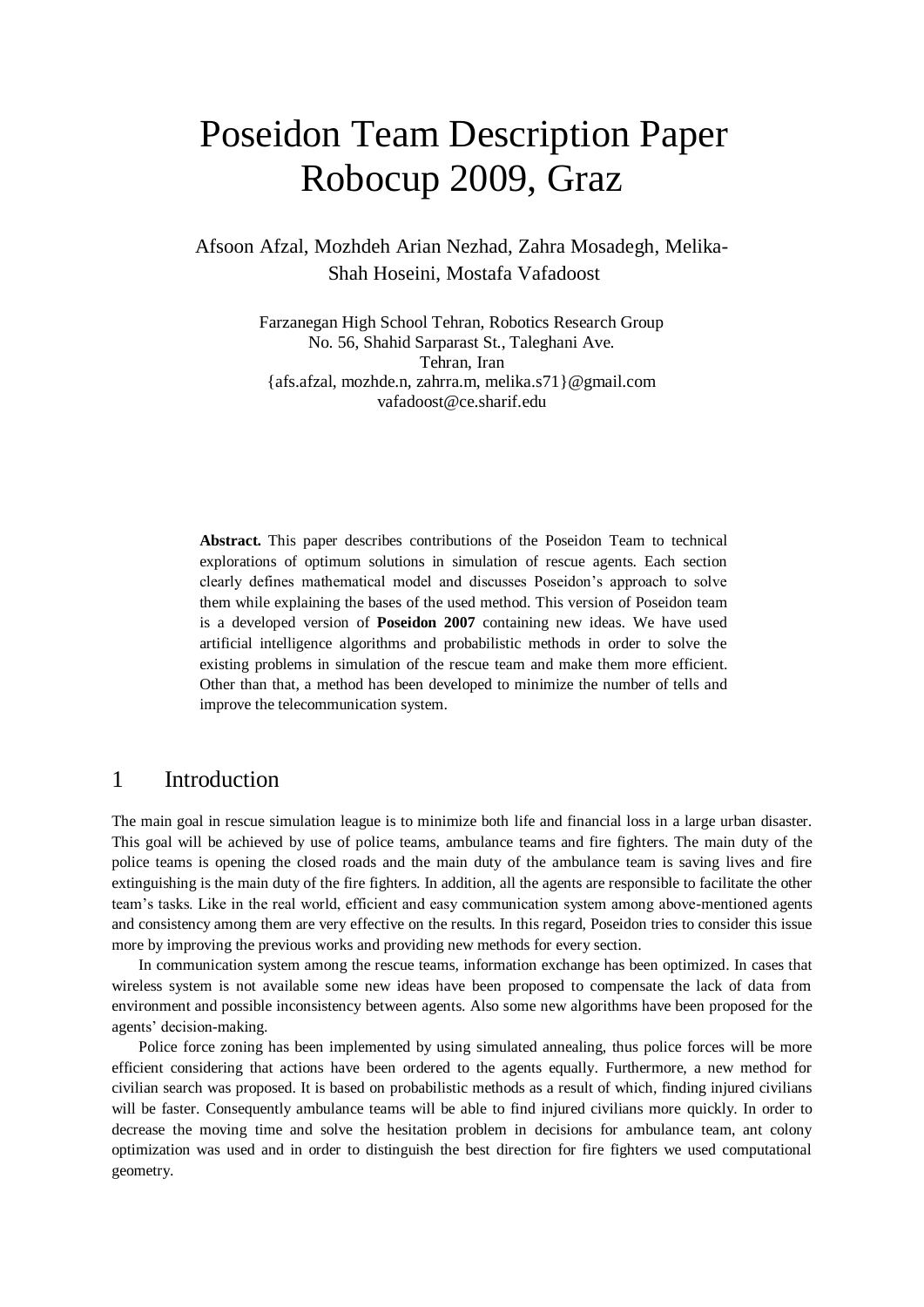# Poseidon Team Description Paper Robocup 2009, Graz

Afsoon Afzal, Mozhdeh Arian Nezhad, Zahra Mosadegh, Melika-Shah Hoseini, Mostafa Vafadoost

Farzanegan High School Tehran, Robotics Research Group
No. 56, Shahid Sarparast St., Taleghani Ave.
Tehran, Iran
{afs.afzal, mozhde.n, zahrra.m, melika.s71}@gmail.com
vafadoost@ce.sharif.edu

**Abstract.** This paper describes contributions of the Poseidon Team to technical explorations of optimum solutions in simulation of rescue agents. Each section clearly defines mathematical model and discusses Poseidon's approach to solve them while explaining the bases of the used method. This version of Poseidon team is a developed version of **Poseidon 2007** containing new ideas. We have used artificial intelligence algorithms and probabilistic methods in order to solve the existing problems in simulation of the rescue team and make them more efficient. Other than that, a method has been developed to minimize the number of tells and improve the telecommunication system.

## 1 Introduction

The main goal in rescue simulation league is to minimize both life and financial loss in a large urban disaster. This goal will be achieved by use of police teams, ambulance teams and fire fighters. The main duty of the police teams is opening the closed roads and the main duty of the ambulance team is saving lives and fire extinguishing is the main duty of the fire fighters. In addition, all the agents are responsible to facilitate the other team's tasks. Like in the real world, efficient and easy communication system among above-mentioned agents and consistency among them are very effective on the results. In this regard, Poseidon tries to consider this issue more by improving the previous works and providing new methods for every section.

In communication system among the rescue teams, information exchange has been optimized. In cases that wireless system is not available some new ideas have been proposed to compensate the lack of data from environment and possible inconsistency between agents. Also some new algorithms have been proposed for the agents' decision-making.

Police force zoning has been implemented by using simulated annealing, thus police forces will be more efficient considering that actions have been ordered to the agents equally. Furthermore, a new method for civilian search was proposed. It is based on probabilistic methods as a result of which, finding injured civilians will be faster. Consequently ambulance teams will be able to find injured civilians more quickly. In order to decrease the moving time and solve the hesitation problem in decisions for ambulance team, ant colony optimization was used and in order to distinguish the best direction for fire fighters we used computational geometry.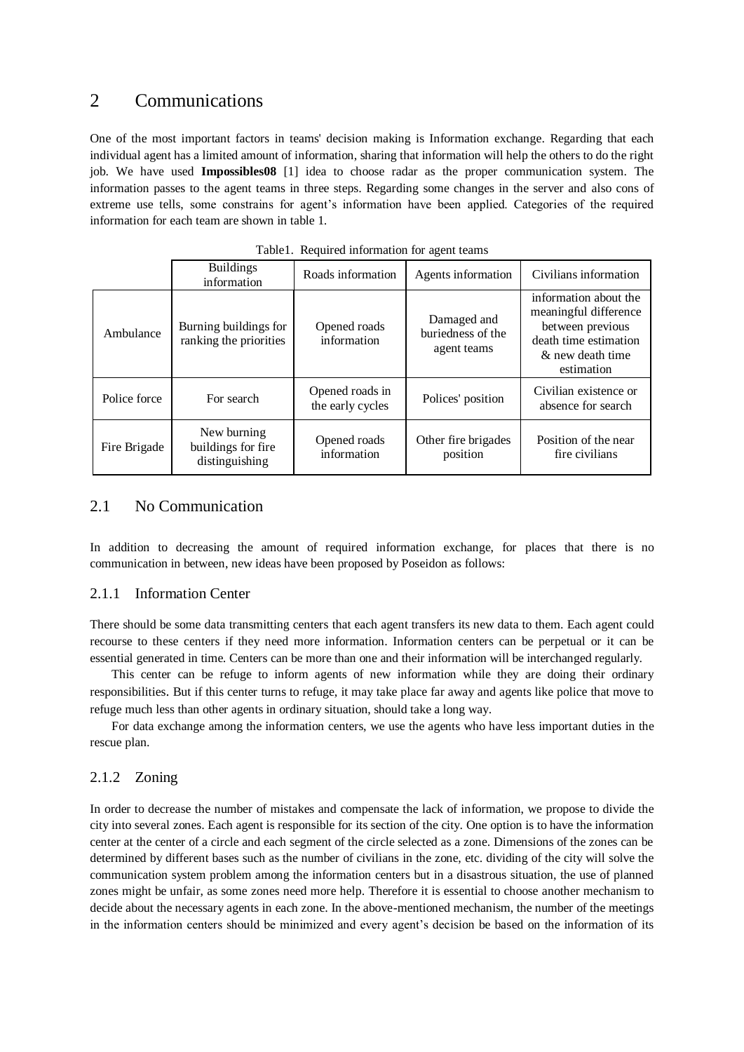# 2 Communications

One of the most important factors in teams' decision making is Information exchange. Regarding that each individual agent has a limited amount of information, sharing that information will help the others to do the right job. We have used **Impossibles08** [1] idea to choose radar as the proper communication system. The information passes to the agent teams in three steps. Regarding some changes in the server and also cons of extreme use tells, some constrains for agent's information have been applied. Categories of the required information for each team are shown in table 1.

Table1. Required information for agent teams

| | Buildings information | Roads information | Agents information | Civilians information |
|---|---|---|---|---|
| Ambulance | Burning buildings for ranking the priorities | Opened roads information | Damaged and buriedness of the agent teams | information about the meaningful difference between previous death time estimation & new death time estimation |
| Police force | For search | Opened roads in the early cycles | Polices' position | Civilian existence or absence for search |
| Fire Brigade | New burning buildings for fire distinguishing | Opened roads information | Other fire brigades position | Position of the near fire civilians |

## 2.1 No Communication

In addition to decreasing the amount of required information exchange, for places that there is no communication in between, new ideas have been proposed by Poseidon as follows:

### 2.1.1 Information Center

There should be some data transmitting centers that each agent transfers its new data to them. Each agent could recourse to these centers if they need more information. Information centers can be perpetual or it can be essential generated in time. Centers can be more than one and their information will be interchanged regularly.

This center can be refuge to inform agents of new information while they are doing their ordinary responsibilities. But if this center turns to refuge, it may take place far away and agents like police that move to refuge much less than other agents in ordinary situation, should take a long way.

For data exchange among the information centers, we use the agents who have less important duties in the rescue plan.

### 2.1.2 Zoning

In order to decrease the number of mistakes and compensate the lack of information, we propose to divide the city into several zones. Each agent is responsible for its section of the city. One option is to have the information center at the center of a circle and each segment of the circle selected as a zone. Dimensions of the zones can be determined by different bases such as the number of civilians in the zone, etc. dividing of the city will solve the communication system problem among the information centers but in a disastrous situation, the use of planned zones might be unfair, as some zones need more help. Therefore it is essential to choose another mechanism to decide about the necessary agents in each zone. In the above-mentioned mechanism, the number of the meetings in the information centers should be minimized and every agent's decision be based on the information of its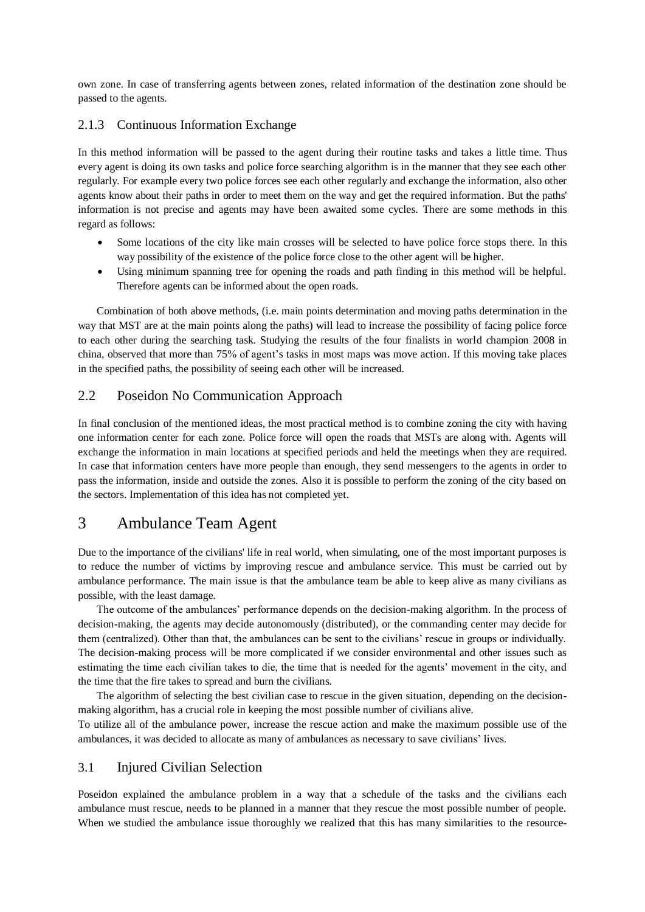own zone. In case of transferring agents between zones, related information of the destination zone should be passed to the agents.

### 2.1.3 Continuous Information Exchange

In this method information will be passed to the agent during their routine tasks and takes a little time. Thus every agent is doing its own tasks and police force searching algorithm is in the manner that they see each other regularly. For example every two police forces see each other regularly and exchange the information, also other agents know about their paths in order to meet them on the way and get the required information. But the paths' information is not precise and agents may have been awaited some cycles. There are some methods in this regard as follows:

- Some locations of the city like main crosses will be selected to have police force stops there. In this way possibility of the existence of the police force close to the other agent will be higher.
- Using minimum spanning tree for opening the roads and path finding in this method will be helpful. Therefore agents can be informed about the open roads.

Combination of both above methods, (i.e. main points determination and moving paths determination in the way that MST are at the main points along the paths) will lead to increase the possibility of facing police force to each other during the searching task. Studying the results of the four finalists in world champion 2008 in china, observed that more than 75% of agent's tasks in most maps was move action. If this moving take places in the specified paths, the possibility of seeing each other will be increased.

## 2.2 Poseidon No Communication Approach

In final conclusion of the mentioned ideas, the most practical method is to combine zoning the city with having one information center for each zone. Police force will open the roads that MSTs are along with. Agents will exchange the information in main locations at specified periods and held the meetings when they are required. In case that information centers have more people than enough, they send messengers to the agents in order to pass the information, inside and outside the zones. Also it is possible to perform the zoning of the city based on the sectors. Implementation of this idea has not completed yet.

# 3 Ambulance Team Agent

Due to the importance of the civilians' life in real world, when simulating, one of the most important purposes is to reduce the number of victims by improving rescue and ambulance service. This must be carried out by ambulance performance. The main issue is that the ambulance team be able to keep alive as many civilians as possible, with the least damage.

The outcome of the ambulances' performance depends on the decision-making algorithm. In the process of decision-making, the agents may decide autonomously (distributed), or the commanding center may decide for them (centralized). Other than that, the ambulances can be sent to the civilians' rescue in groups or individually. The decision-making process will be more complicated if we consider environmental and other issues such as estimating the time each civilian takes to die, the time that is needed for the agents' movement in the city, and the time that the fire takes to spread and burn the civilians.

The algorithm of selecting the best civilian case to rescue in the given situation, depending on the decision-making algorithm, has a crucial role in keeping the most possible number of civilians alive.

To utilize all of the ambulance power, increase the rescue action and make the maximum possible use of the ambulances, it was decided to allocate as many of ambulances as necessary to save civilians' lives.

## 3.1 Injured Civilian Selection

Poseidon explained the ambulance problem in a way that a schedule of the tasks and the civilians each ambulance must rescue, needs to be planned in a manner that they rescue the most possible number of people. When we studied the ambulance issue thoroughly we realized that this has many similarities to the resource-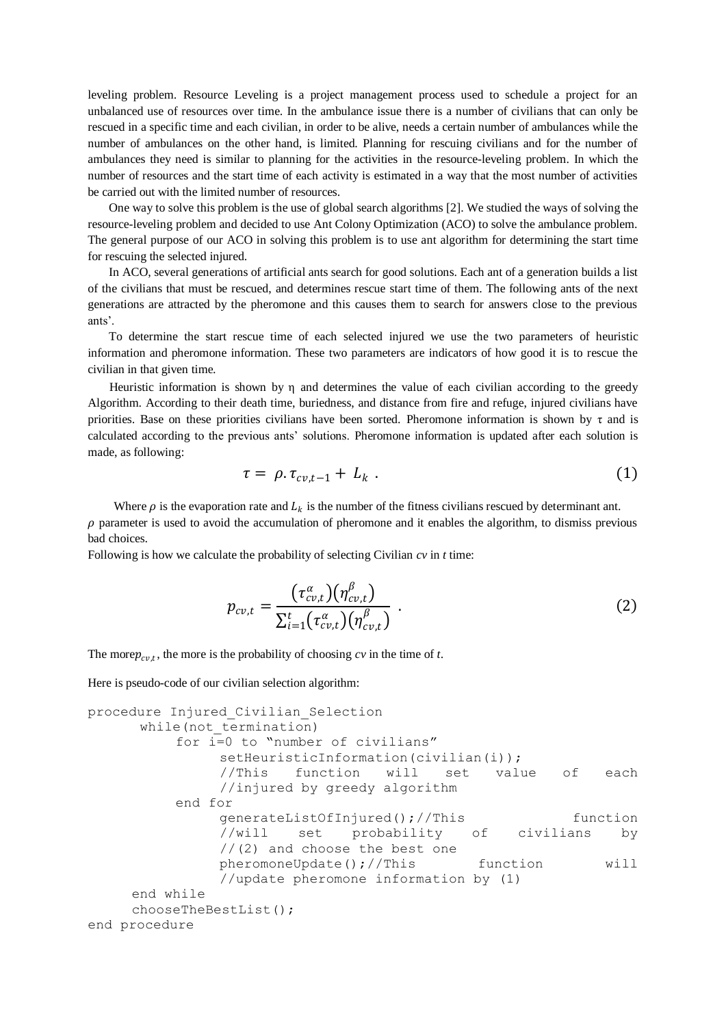leveling problem. Resource Leveling is a project management process used to schedule a project for an unbalanced use of resources over time. In the ambulance issue there is a number of civilians that can only be rescued in a specific time and each civilian, in order to be alive, needs a certain number of ambulances while the number of ambulances on the other hand, is limited. Planning for rescuing civilians and for the number of ambulances they need is similar to planning for the activities in the resource-leveling problem. In which the number of resources and the start time of each activity is estimated in a way that the most number of activities be carried out with the limited number of resources.

One way to solve this problem is the use of global search algorithms [2]. We studied the ways of solving the resource-leveling problem and decided to use Ant Colony Optimization (ACO) to solve the ambulance problem. The general purpose of our ACO in solving this problem is to use ant algorithm for determining the start time for rescuing the selected injured.

In ACO, several generations of artificial ants search for good solutions. Each ant of a generation builds a list of the civilians that must be rescued, and determines rescue start time of them. The following ants of the next generations are attracted by the pheromone and this causes them to search for answers close to the previous ants'.

To determine the start rescue time of each selected injured we use the two parameters of heuristic information and pheromone information. These two parameters are indicators of how good it is to rescue the civilian in that given time.

Heuristic information is shown by η and determines the value of each civilian according to the greedy Algorithm. According to their death time, buriedness, and distance from fire and refuge, injured civilians have priorities. Base on these priorities civilians have been sorted. Pheromone information is shown by τ and is calculated according to the previous ants' solutions. Pheromone information is updated after each solution is made, as following:

$$\tau = \rho . \tau_{cv,t-1} + L_k \ . \tag{1}$$

Where $\rho$ is the evaporation rate and $L_k$ is the number of the fitness civilians rescued by determinant ant. $\rho$ parameter is used to avoid the accumulation of pheromone and it enables the algorithm, to dismiss previous bad choices.

Following is how we calculate the probability of selecting Civilian *cv* in *t* time:

$$p_{cv,t} = \frac{\left(\tau_{cv,t}^{\alpha}\right)\left(\eta_{cv,t}^{\beta}\right)}{\sum_{i=1}^{t}\left(\tau_{cv,t}^{\alpha}\right)\left(\eta_{cv,t}^{\beta}\right)} \ . \tag{2}$$

The more$p_{cv,t}$, the more is the probability of choosing *cv* in the time of *t*.

Here is pseudo-code of our civilian selection algorithm:

```
procedure Injured_Civilian_Selection
      while(not_termination)
           for i=0 to "number of civilians"
                setHeuristicInformation(civilian(i));
                //This function will set value of each
                //injured by greedy algorithm
           end for
                generateListOfInjured();//This function
                //will set probability of civilians by
                //(2) and choose the best one
                pheromoneUpdate();//This function will
                //update pheromone information by (1)
     end while
     chooseTheBestList();
end procedure
```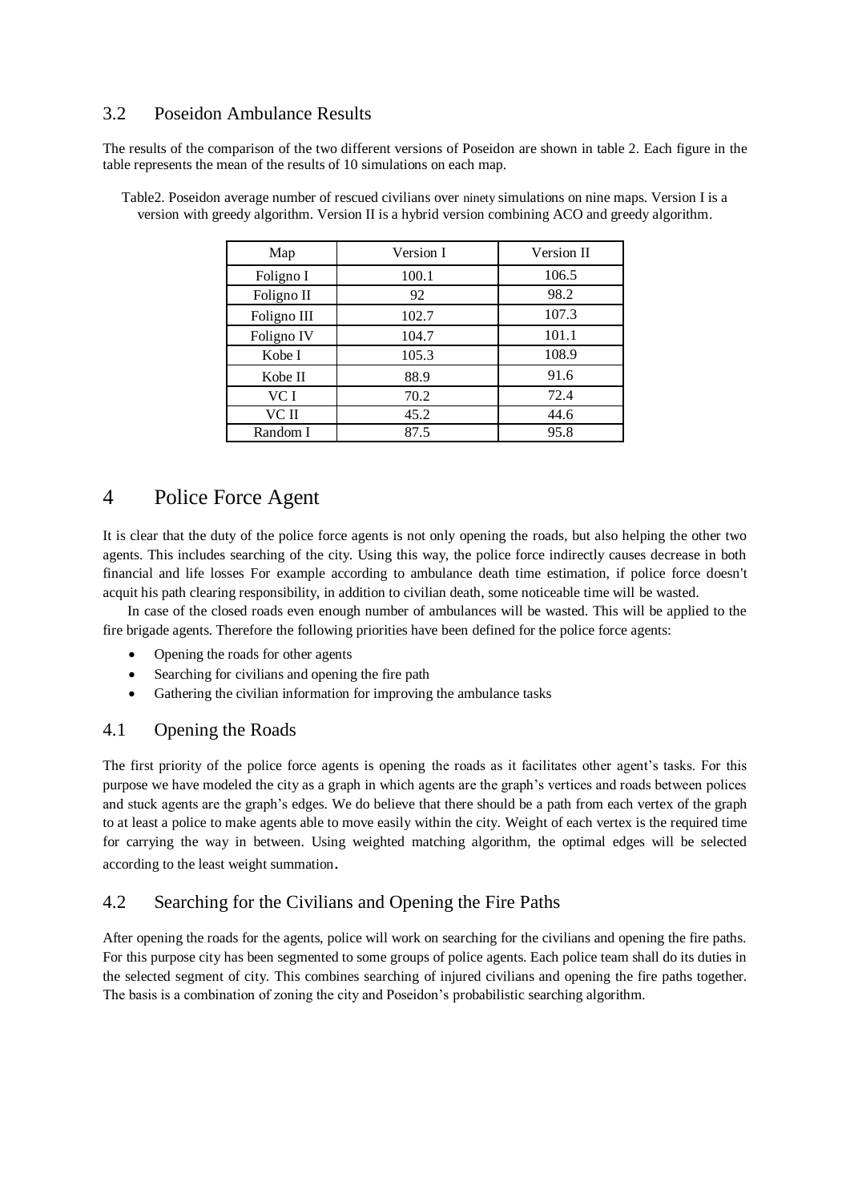## 3.2 Poseidon Ambulance Results

The results of the comparison of the two different versions of Poseidon are shown in table 2. Each figure in the table represents the mean of the results of 10 simulations on each map.

Table2. Poseidon average number of rescued civilians over ninety simulations on nine maps. Version I is a version with greedy algorithm. Version II is a hybrid version combining ACO and greedy algorithm.

| Map | Version I | Version II |
|---|---|---|
| Foligno I | 100.1 | 106.5 |
| Foligno II | 92 | 98.2 |
| Foligno III | 102.7 | 107.3 |
| Foligno IV | 104.7 | 101.1 |
| Kobe I | 105.3 | 108.9 |
| Kobe II | 88.9 | 91.6 |
| VC I | 70.2 | 72.4 |
| VC II | 45.2 | 44.6 |
| Random I | 87.5 | 95.8 |

# 4 Police Force Agent

It is clear that the duty of the police force agents is not only opening the roads, but also helping the other two agents. This includes searching of the city. Using this way, the police force indirectly causes decrease in both financial and life losses For example according to ambulance death time estimation, if police force doesn't acquit his path clearing responsibility, in addition to civilian death, some noticeable time will be wasted.

In case of the closed roads even enough number of ambulances will be wasted. This will be applied to the fire brigade agents. Therefore the following priorities have been defined for the police force agents:

- Opening the roads for other agents
- Searching for civilians and opening the fire path
- Gathering the civilian information for improving the ambulance tasks

## 4.1 Opening the Roads

The first priority of the police force agents is opening the roads as it facilitates other agent's tasks. For this purpose we have modeled the city as a graph in which agents are the graph's vertices and roads between polices and stuck agents are the graph's edges. We do believe that there should be a path from each vertex of the graph to at least a police to make agents able to move easily within the city. Weight of each vertex is the required time for carrying the way in between. Using weighted matching algorithm, the optimal edges will be selected according to the least weight summation.

## 4.2 Searching for the Civilians and Opening the Fire Paths

After opening the roads for the agents, police will work on searching for the civilians and opening the fire paths. For this purpose city has been segmented to some groups of police agents. Each police team shall do its duties in the selected segment of city. This combines searching of injured civilians and opening the fire paths together. The basis is a combination of zoning the city and Poseidon's probabilistic searching algorithm.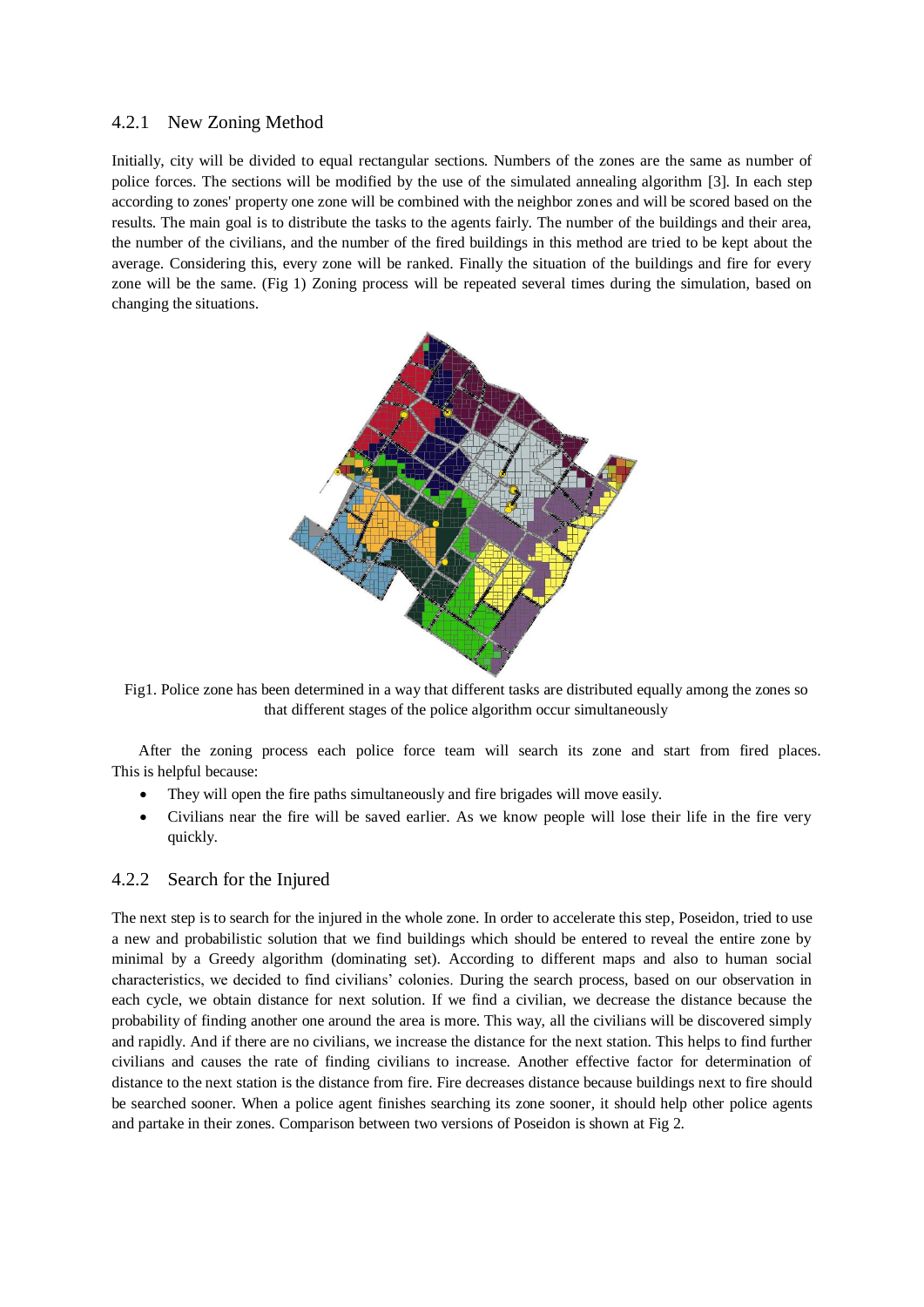### 4.2.1 New Zoning Method

Initially, city will be divided to equal rectangular sections. Numbers of the zones are the same as number of police forces. The sections will be modified by the use of the simulated annealing algorithm [3]. In each step according to zones' property one zone will be combined with the neighbor zones and will be scored based on the results. The main goal is to distribute the tasks to the agents fairly. The number of the buildings and their area, the number of the civilians, and the number of the fired buildings in this method are tried to be kept about the average. Considering this, every zone will be ranked. Finally the situation of the buildings and fire for every zone will be the same. (Fig 1) Zoning process will be repeated several times during the simulation, based on changing the situations.

Fig1. Police zone has been determined in a way that different tasks are distributed equally among the zones so that different stages of the police algorithm occur simultaneously

After the zoning process each police force team will search its zone and start from fired places. This is helpful because:

- They will open the fire paths simultaneously and fire brigades will move easily.
- Civilians near the fire will be saved earlier. As we know people will lose their life in the fire very quickly.

### 4.2.2 Search for the Injured

The next step is to search for the injured in the whole zone. In order to accelerate this step, Poseidon, tried to use a new and probabilistic solution that we find buildings which should be entered to reveal the entire zone by minimal by a Greedy algorithm (dominating set). According to different maps and also to human social characteristics, we decided to find civilians' colonies. During the search process, based on our observation in each cycle, we obtain distance for next solution. If we find a civilian, we decrease the distance because the probability of finding another one around the area is more. This way, all the civilians will be discovered simply and rapidly. And if there are no civilians, we increase the distance for the next station. This helps to find further civilians and causes the rate of finding civilians to increase. Another effective factor for determination of distance to the next station is the distance from fire. Fire decreases distance because buildings next to fire should be searched sooner. When a police agent finishes searching its zone sooner, it should help other police agents and partake in their zones. Comparison between two versions of Poseidon is shown at Fig 2.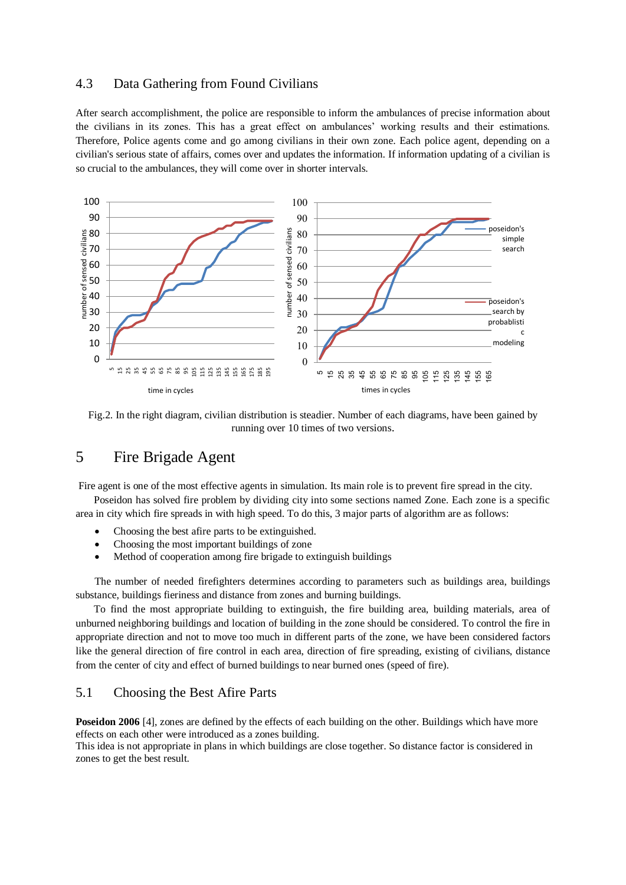### 4.3 Data Gathering from Found Civilians

After search accomplishment, the police are responsible to inform the ambulances of precise information about the civilians in its zones. This has a great effect on ambulances' working results and their estimations. Therefore, Police agents come and go among civilians in their own zone. Each police agent, depending on a civilian's serious state of affairs, comes over and updates the information. If information updating of a civilian is so crucial to the ambulances, they will come over in shorter intervals.

Fig.2. In the right diagram, civilian distribution is steadier. Number of each diagrams, have been gained by running over 10 times of two versions.

## 5 Fire Brigade Agent

Fire agent is one of the most effective agents in simulation. Its main role is to prevent fire spread in the city.

Poseidon has solved fire problem by dividing city into some sections named Zone. Each zone is a specific area in city which fire spreads in with high speed. To do this, 3 major parts of algorithm are as follows:

- Choosing the best afire parts to be extinguished.
- Choosing the most important buildings of zone
- Method of cooperation among fire brigade to extinguish buildings

The number of needed firefighters determines according to parameters such as buildings area, buildings substance, buildings fieriness and distance from zones and burning buildings.

To find the most appropriate building to extinguish, the fire building area, building materials, area of unburned neighboring buildings and location of building in the zone should be considered. To control the fire in appropriate direction and not to move too much in different parts of the zone, we have been considered factors like the general direction of fire control in each area, direction of fire spreading, existing of civilians, distance from the center of city and effect of burned buildings to near burned ones (speed of fire).

### 5.1 Choosing the Best Afire Parts

**Poseidon 2006** [4], zones are defined by the effects of each building on the other. Buildings which have more effects on each other were introduced as a zones building.
This idea is not appropriate in plans in which buildings are close together. So distance factor is considered in zones to get the best result.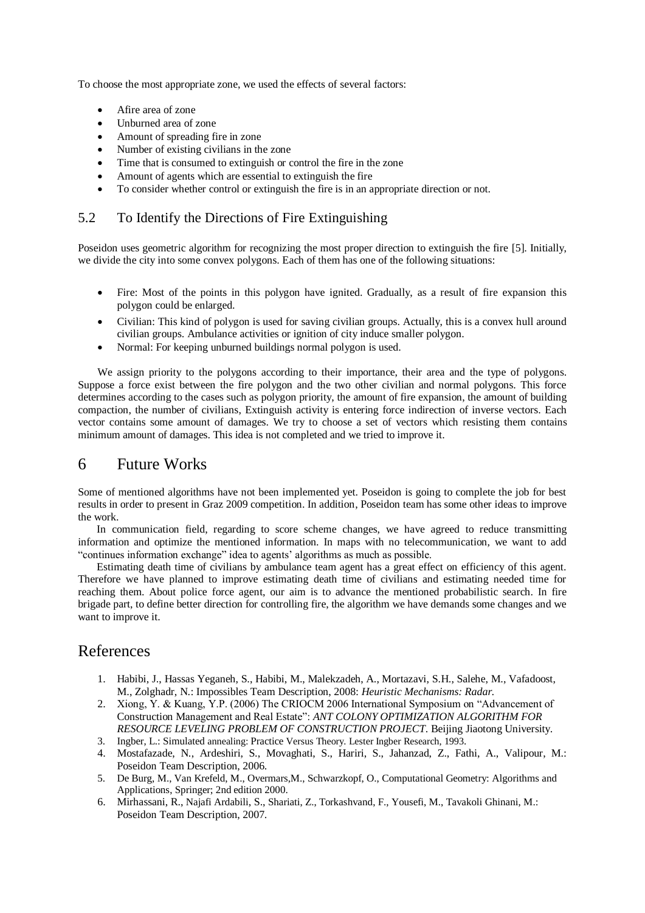To choose the most appropriate zone, we used the effects of several factors:

- Afire area of zone
- Unburned area of zone
- Amount of spreading fire in zone
- Number of existing civilians in the zone
- Time that is consumed to extinguish or control the fire in the zone
- Amount of agents which are essential to extinguish the fire
- To consider whether control or extinguish the fire is in an appropriate direction or not.

## 5.2 To Identify the Directions of Fire Extinguishing

Poseidon uses geometric algorithm for recognizing the most proper direction to extinguish the fire [5]. Initially, we divide the city into some convex polygons. Each of them has one of the following situations:

- Fire: Most of the points in this polygon have ignited. Gradually, as a result of fire expansion this polygon could be enlarged.
- Civilian: This kind of polygon is used for saving civilian groups. Actually, this is a convex hull around civilian groups. Ambulance activities or ignition of city induce smaller polygon.
- Normal: For keeping unburned buildings normal polygon is used.

We assign priority to the polygons according to their importance, their area and the type of polygons. Suppose a force exist between the fire polygon and the two other civilian and normal polygons. This force determines according to the cases such as polygon priority, the amount of fire expansion, the amount of building compaction, the number of civilians, Extinguish activity is entering force indirection of inverse vectors. Each vector contains some amount of damages. We try to choose a set of vectors which resisting them contains minimum amount of damages. This idea is not completed and we tried to improve it.

# 6 Future Works

Some of mentioned algorithms have not been implemented yet. Poseidon is going to complete the job for best results in order to present in Graz 2009 competition. In addition, Poseidon team has some other ideas to improve the work.

In communication field, regarding to score scheme changes, we have agreed to reduce transmitting information and optimize the mentioned information. In maps with no telecommunication, we want to add "continues information exchange" idea to agents' algorithms as much as possible.

Estimating death time of civilians by ambulance team agent has a great effect on efficiency of this agent. Therefore we have planned to improve estimating death time of civilians and estimating needed time for reaching them. About police force agent, our aim is to advance the mentioned probabilistic search. In fire brigade part, to define better direction for controlling fire, the algorithm we have demands some changes and we want to improve it.

# References

1. Habibi, J., Hassas Yeganeh, S., Habibi, M., Malekzadeh, A., Mortazavi, S.H., Salehe, M., Vafadoost, M., Zolghadr, N.: Impossibles Team Description, 2008: *Heuristic Mechanisms: Radar.*
2. Xiong, Y. & Kuang, Y.P. (2006) The CRIOCM 2006 International Symposium on "Advancement of Construction Management and Real Estate": *ANT COLONY OPTIMIZATION ALGORITHM FOR RESOURCE LEVELING PROBLEM OF CONSTRUCTION PROJECT*. Beijing Jiaotong University.
3. Ingber, L.: Simulated annealing: Practice Versus Theory. Lester Ingber Research, 1993.
4. Mostafazade, N., Ardeshiri, S., Movaghati, S., Hariri, S., Jahanzad, Z., Fathi, A., Valipour, M.: Poseidon Team Description, 2006.
5. De Burg, M., Van Krefeld, M., Overmars,M., Schwarzkopf, O., Computational Geometry: Algorithms and Applications, Springer; 2nd edition 2000.
6. Mirhassani, R., Najafi Ardabili, S., Shariati, Z., Torkashvand, F., Yousefi, M., Tavakoli Ghinani, M.: Poseidon Team Description, 2007.